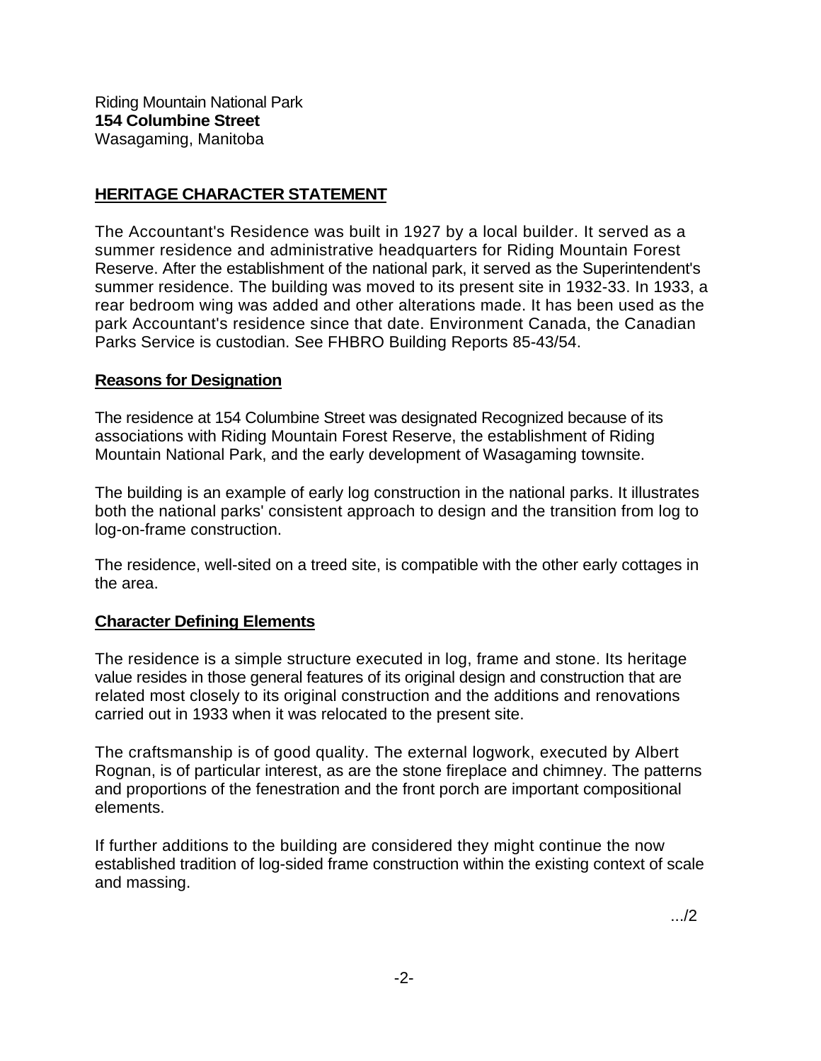Riding Mountain National Park
**154 Columbine Street**
Wasagaming, Manitoba

## HERITAGE CHARACTER STATEMENT

The Accountant's Residence was built in 1927 by a local builder. It served as a summer residence and administrative headquarters for Riding Mountain Forest Reserve. After the establishment of the national park, it served as the Superintendent's summer residence. The building was moved to its present site in 1932-33. In 1933, a rear bedroom wing was added and other alterations made. It has been used as the park Accountant's residence since that date. Environment Canada, the Canadian Parks Service is custodian. See FHBRO Building Reports 85-43/54.

### Reasons for Designation

The residence at 154 Columbine Street was designated Recognized because of its associations with Riding Mountain Forest Reserve, the establishment of Riding Mountain National Park, and the early development of Wasagaming townsite.

The building is an example of early log construction in the national parks. It illustrates both the national parks' consistent approach to design and the transition from log to log-on-frame construction.

The residence, well-sited on a treed site, is compatible with the other early cottages in the area.

### Character Defining Elements

The residence is a simple structure executed in log, frame and stone. Its heritage value resides in those general features of its original design and construction that are related most closely to its original construction and the additions and renovations carried out in 1933 when it was relocated to the present site.

The craftsmanship is of good quality. The external logwork, executed by Albert Rognan, is of particular interest, as are the stone fireplace and chimney. The patterns and proportions of the fenestration and the front porch are important compositional elements.

If further additions to the building are considered they might continue the now established tradition of log-sided frame construction within the existing context of scale and massing.

.../2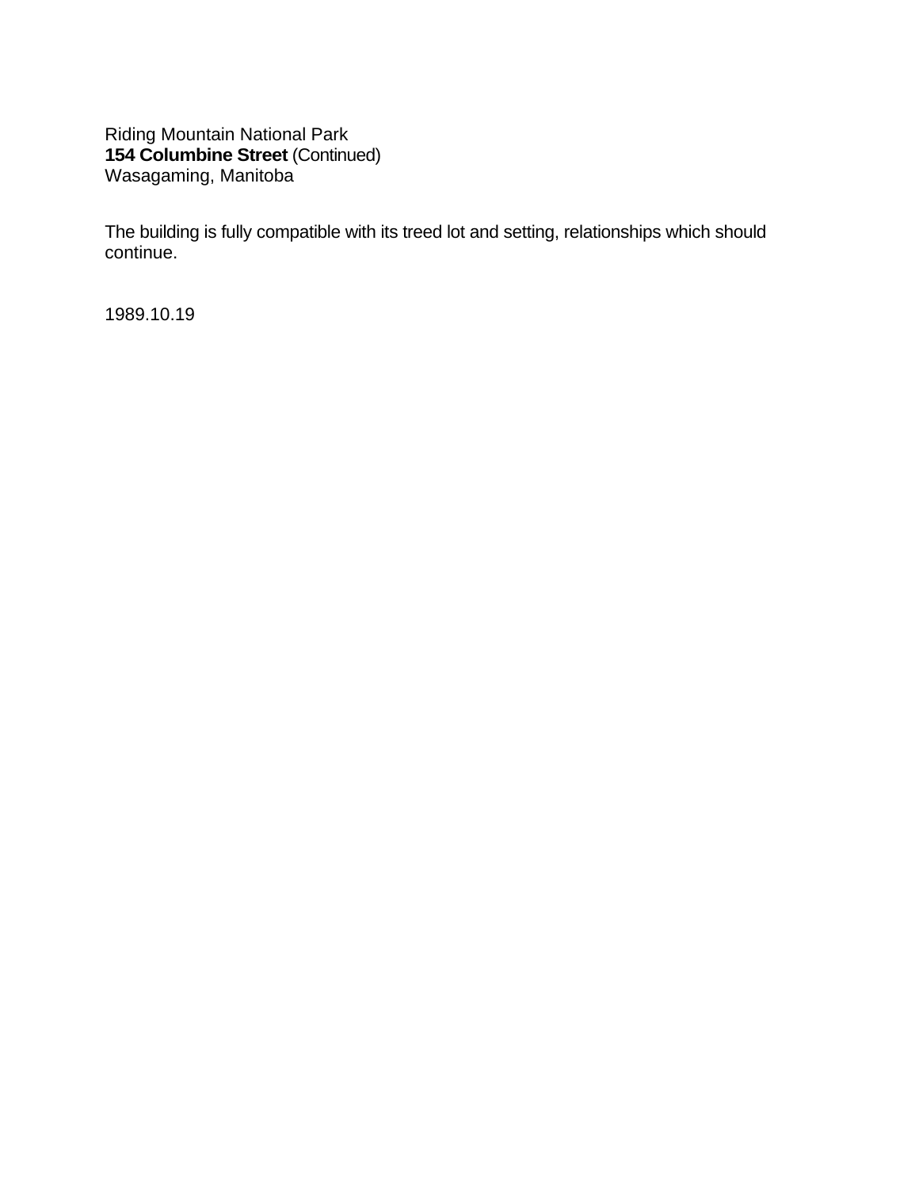Riding Mountain National Park
**154 Columbine Street** (Continued)
Wasagaming, Manitoba

The building is fully compatible with its treed lot and setting, relationships which should continue.

1989.10.19